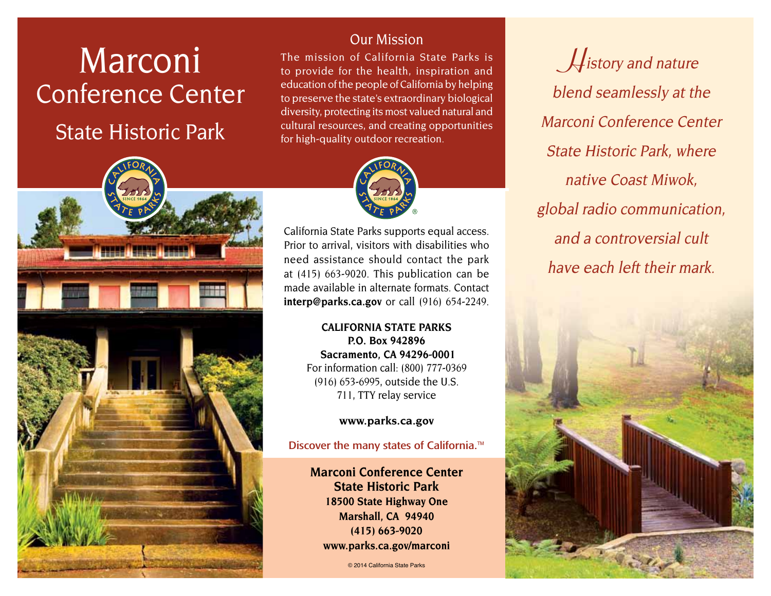# Marconi Conference Center State Historic Park

## Our Mission

The mission of California State Parks is to provide for the health, inspiration and education of the people of California by helping to preserve the state's extraordinary biological diversity, protecting its most valued natural and cultural resources, and creating opportunities for high-quality outdoor recreation.

California State Parks supports equal access. Prior to arrival, visitors with disabilities who need assistance should contact the park at (415) 663-9020. This publication can be made available in alternate formats. Contact **interp@parks.ca.gov** or call (916) 654-2249.

**CALIFORNIA STATE PARKS**
**P.O. Box 942896**
**Sacramento, CA 94296-0001**
For information call: (800) 777-0369
(916) 653-6995, outside the U.S.
711, TTY relay service

**www.parks.ca.gov**

Discover the many states of California.™

**Marconi Conference Center State Historic Park**
**18500 State Highway One**
**Marshall, CA 94940**
**(415) 663-9020**
**www.parks.ca.gov/marconi**

© 2014 California State Parks

*History and nature blend seamlessly at the Marconi Conference Center State Historic Park, where native Coast Miwok, global radio communication, and a controversial cult have each left their mark.*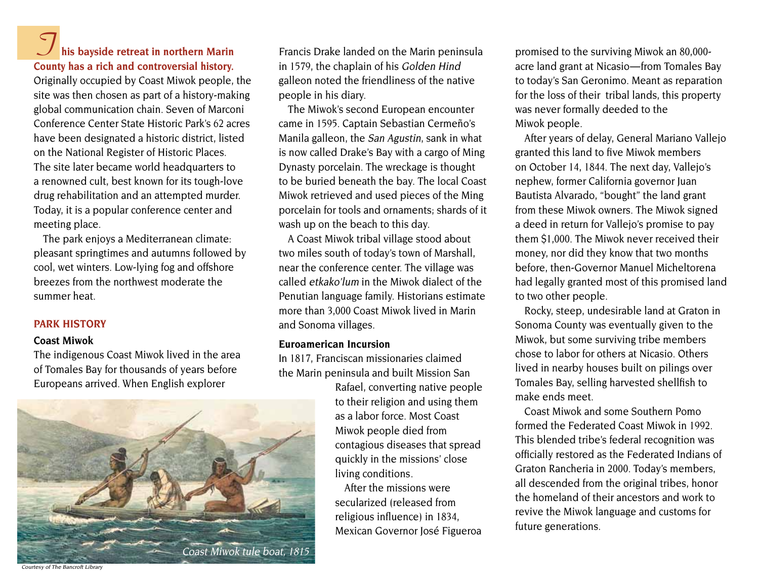**This bayside retreat in northern Marin County has a rich and controversial history.** Originally occupied by Coast Miwok people, the site was then chosen as part of a history-making global communication chain. Seven of Marconi Conference Center State Historic Park's 62 acres have been designated a historic district, listed on the National Register of Historic Places. The site later became world headquarters to a renowned cult, best known for its tough-love drug rehabilitation and an attempted murder. Today, it is a popular conference center and meeting place.

The park enjoys a Mediterranean climate: pleasant springtimes and autumns followed by cool, wet winters. Low-lying fog and offshore breezes from the northwest moderate the summer heat.

## PARK HISTORY

### Coast Miwok

The indigenous Coast Miwok lived in the area of Tomales Bay for thousands of years before Europeans arrived. When English explorer Francis Drake landed on the Marin peninsula in 1579, the chaplain of his *Golden Hind* galleon noted the friendliness of the native people in his diary.

The Miwok's second European encounter came in 1595. Captain Sebastian Cermeño's Manila galleon, the *San Agustin*, sank in what is now called Drake's Bay with a cargo of Ming Dynasty porcelain. The wreckage is thought to be buried beneath the bay. The local Coast Miwok retrieved and used pieces of the Ming porcelain for tools and ornaments; shards of it wash up on the beach to this day.

A Coast Miwok tribal village stood about two miles south of today's town of Marshall, near the conference center. The village was called *etkako'lum* in the Miwok dialect of the Penutian language family. Historians estimate more than 3,000 Coast Miwok lived in Marin and Sonoma villages.

*Coast Miwok tule boat, 1815*

*Courtesy of The Bancroft Library*

### Euroamerican Incursion

In 1817, Franciscan missionaries claimed the Marin peninsula and built Mission San Rafael, converting native people to their religion and using them as a labor force. Most Coast Miwok people died from contagious diseases that spread quickly in the missions' close living conditions.

After the missions were secularized (released from religious influence) in 1834, Mexican Governor José Figueroa promised to the surviving Miwok an 80,000-acre land grant at Nicasio—from Tomales Bay to today's San Geronimo. Meant as reparation for the loss of their tribal lands, this property was never formally deeded to the Miwok people.

After years of delay, General Mariano Vallejo granted this land to five Miwok members on October 14, 1844. The next day, Vallejo's nephew, former California governor Juan Bautista Alvarado, "bought" the land grant from these Miwok owners. The Miwok signed a deed in return for Vallejo's promise to pay them $1,000. The Miwok never received their money, nor did they know that two months before, then-Governor Manuel Micheltorena had legally granted most of this promised land to two other people.

Rocky, steep, undesirable land at Graton in Sonoma County was eventually given to the Miwok, but some surviving tribe members chose to labor for others at Nicasio. Others lived in nearby houses built on pilings over Tomales Bay, selling harvested shellfish to make ends meet.

Coast Miwok and some Southern Pomo formed the Federated Coast Miwok in 1992. This blended tribe's federal recognition was officially restored as the Federated Indians of Graton Rancheria in 2000. Today's members, all descended from the original tribes, honor the homeland of their ancestors and work to revive the Miwok language and customs for future generations.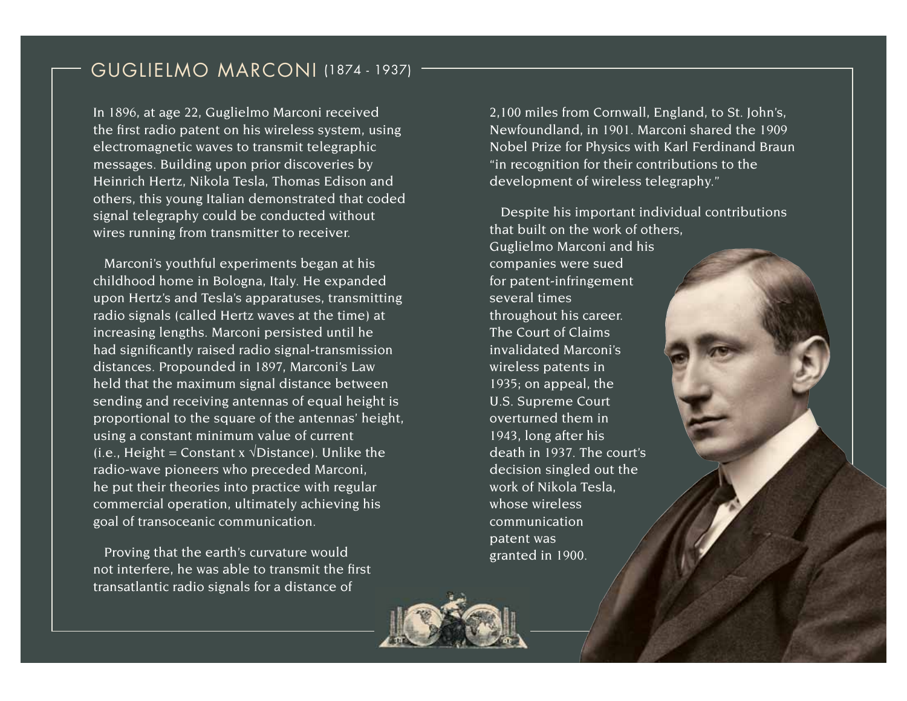## GUGLIELMO MARCONI (1874 - 1937)

In 1896, at age 22, Guglielmo Marconi received the first radio patent on his wireless system, using electromagnetic waves to transmit telegraphic messages. Building upon prior discoveries by Heinrich Hertz, Nikola Tesla, Thomas Edison and others, this young Italian demonstrated that coded signal telegraphy could be conducted without wires running from transmitter to receiver.

Marconi's youthful experiments began at his childhood home in Bologna, Italy. He expanded upon Hertz's and Tesla's apparatuses, transmitting radio signals (called Hertz waves at the time) at increasing lengths. Marconi persisted until he had significantly raised radio signal-transmission distances. Propounded in 1897, Marconi's Law held that the maximum signal distance between sending and receiving antennas of equal height is proportional to the square of the antennas' height, using a constant minimum value of current (i.e., Height = Constant x $\sqrt{\text{Distance}}$). Unlike the radio-wave pioneers who preceded Marconi, he put their theories into practice with regular commercial operation, ultimately achieving his goal of transoceanic communication.

Proving that the earth's curvature would not interfere, he was able to transmit the first transatlantic radio signals for a distance of 2,100 miles from Cornwall, England, to St. John's, Newfoundland, in 1901. Marconi shared the 1909 Nobel Prize for Physics with Karl Ferdinand Braun "in recognition for their contributions to the development of wireless telegraphy."

Despite his important individual contributions that built on the work of others, Guglielmo Marconi and his companies were sued for patent-infringement several times throughout his career. The Court of Claims invalidated Marconi's wireless patents in 1935; on appeal, the U.S. Supreme Court overturned them in 1943, long after his death in 1937. The court's decision singled out the work of Nikola Tesla, whose wireless communication patent was granted in 1900.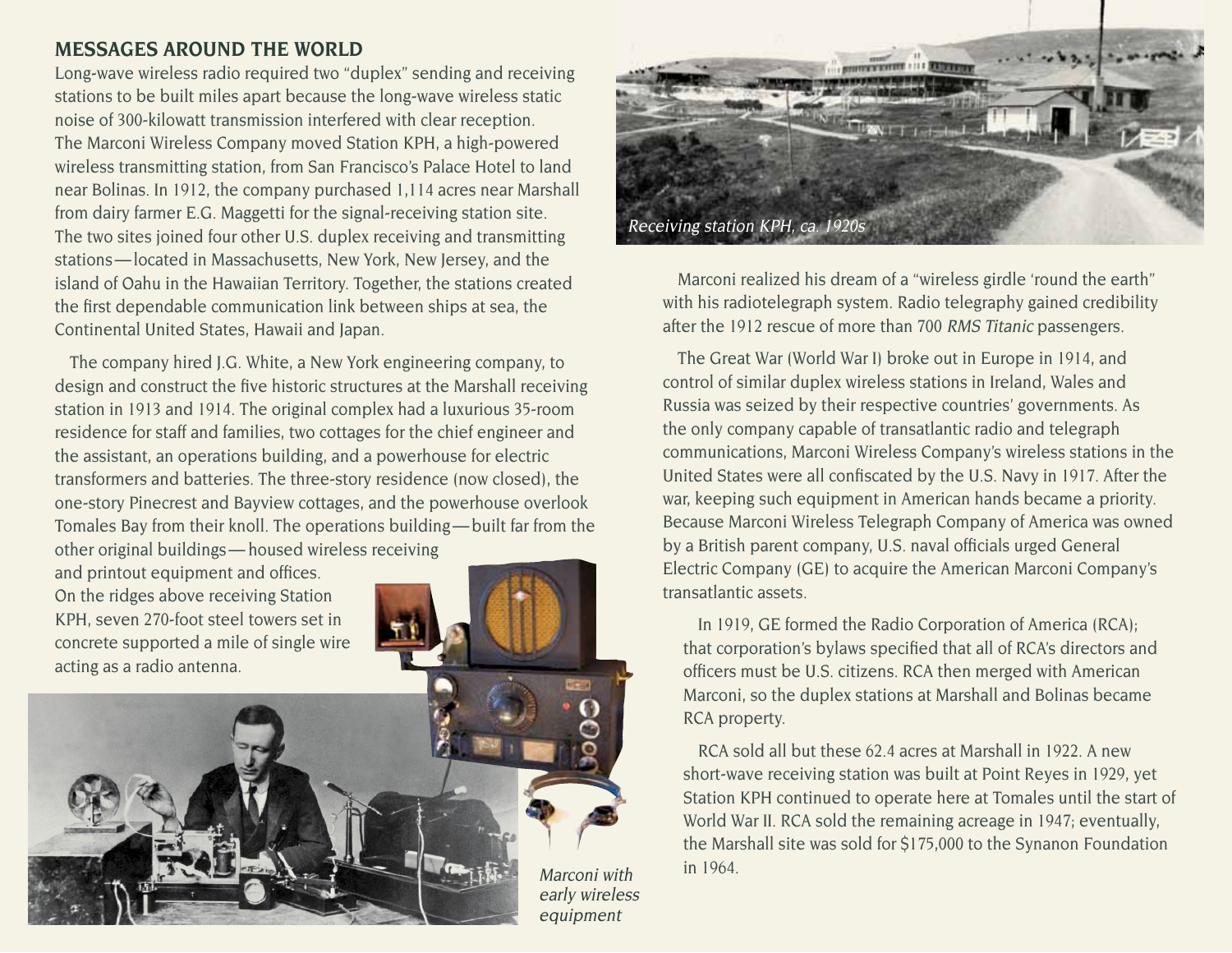## MESSAGES AROUND THE WORLD

Long-wave wireless radio required two "duplex" sending and receiving stations to be built miles apart because the long-wave wireless static noise of 300-kilowatt transmission interfered with clear reception. The Marconi Wireless Company moved Station KPH, a high-powered wireless transmitting station, from San Francisco's Palace Hotel to land near Bolinas. In 1912, the company purchased 1,114 acres near Marshall from dairy farmer E.G. Maggetti for the signal-receiving station site. The two sites joined four other U.S. duplex receiving and transmitting stations—located in Massachusetts, New York, New Jersey, and the island of Oahu in the Hawaiian Territory. Together, the stations created the first dependable communication link between ships at sea, the Continental United States, Hawaii and Japan.

The company hired J.G. White, a New York engineering company, to design and construct the five historic structures at the Marshall receiving station in 1913 and 1914. The original complex had a luxurious 35-room residence for staff and families, two cottages for the chief engineer and the assistant, an operations building, and a powerhouse for electric transformers and batteries. The three-story residence (now closed), the one-story Pinecrest and Bayview cottages, and the powerhouse overlook Tomales Bay from their knoll. The operations building—built far from the other original buildings—housed wireless receiving and printout equipment and offices. On the ridges above receiving Station KPH, seven 270-foot steel towers set in concrete supported a mile of single wire acting as a radio antenna.

*Marconi with early wireless equipment*

*Receiving station KPH, ca. 1920s*

Marconi realized his dream of a "wireless girdle 'round the earth" with his radiotelegraph system. Radio telegraphy gained credibility after the 1912 rescue of more than 700 *RMS Titanic* passengers.

The Great War (World War I) broke out in Europe in 1914, and control of similar duplex wireless stations in Ireland, Wales and Russia was seized by their respective countries' governments. As the only company capable of transatlantic radio and telegraph communications, Marconi Wireless Company's wireless stations in the United States were all confiscated by the U.S. Navy in 1917. After the war, keeping such equipment in American hands became a priority. Because Marconi Wireless Telegraph Company of America was owned by a British parent company, U.S. naval officials urged General Electric Company (GE) to acquire the American Marconi Company's transatlantic assets.

In 1919, GE formed the Radio Corporation of America (RCA); that corporation's bylaws specified that all of RCA's directors and officers must be U.S. citizens. RCA then merged with American Marconi, so the duplex stations at Marshall and Bolinas became RCA property.

RCA sold all but these 62.4 acres at Marshall in 1922. A new short-wave receiving station was built at Point Reyes in 1929, yet Station KPH continued to operate here at Tomales until the start of World War II. RCA sold the remaining acreage in 1947; eventually, the Marshall site was sold for $175,000 to the Synanon Foundation in 1964.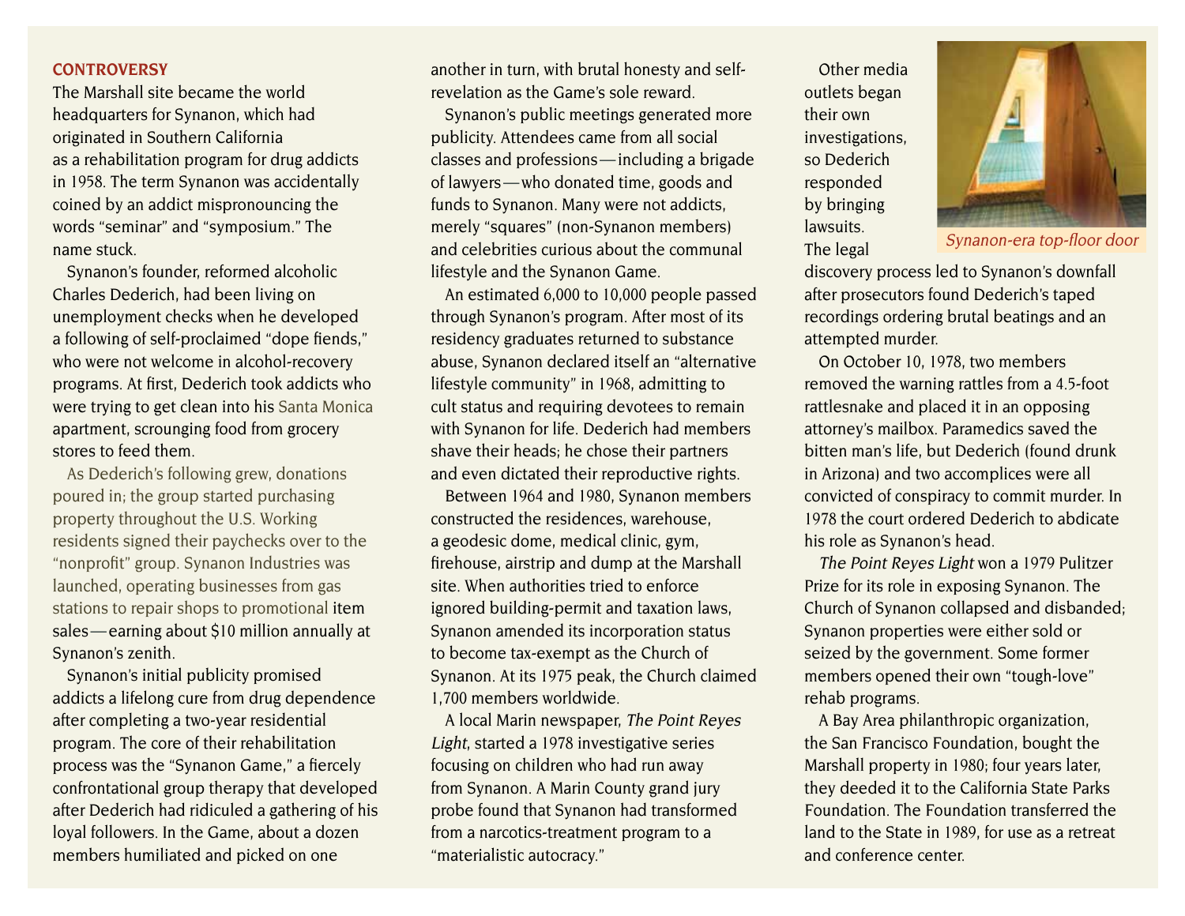## CONTROVERSY

The Marshall site became the world headquarters for Synanon, which had originated in Southern California as a rehabilitation program for drug addicts in 1958. The term Synanon was accidentally coined by an addict mispronouncing the words "seminar" and "symposium." The name stuck.

Synanon's founder, reformed alcoholic Charles Dederich, had been living on unemployment checks when he developed a following of self-proclaimed "dope fiends," who were not welcome in alcohol-recovery programs. At first, Dederich took addicts who were trying to get clean into his Santa Monica apartment, scrounging food from grocery stores to feed them.

As Dederich's following grew, donations poured in; the group started purchasing property throughout the U.S. Working residents signed their paychecks over to the "nonprofit" group. Synanon Industries was launched, operating businesses from gas stations to repair shops to promotional item sales—earning about $10 million annually at Synanon's zenith.

Synanon's initial publicity promised addicts a lifelong cure from drug dependence after completing a two-year residential program. The core of their rehabilitation process was the "Synanon Game," a fiercely confrontational group therapy that developed after Dederich had ridiculed a gathering of his loyal followers. In the Game, about a dozen members humiliated and picked on one another in turn, with brutal honesty and self-revelation as the Game's sole reward.

Synanon's public meetings generated more publicity. Attendees came from all social classes and professions—including a brigade of lawyers—who donated time, goods and funds to Synanon. Many were not addicts, merely "squares" (non-Synanon members) and celebrities curious about the communal lifestyle and the Synanon Game.

An estimated 6,000 to 10,000 people passed through Synanon's program. After most of its residency graduates returned to substance abuse, Synanon declared itself an "alternative lifestyle community" in 1968, admitting to cult status and requiring devotees to remain with Synanon for life. Dederich had members shave their heads; he chose their partners and even dictated their reproductive rights.

Between 1964 and 1980, Synanon members constructed the residences, warehouse, a geodesic dome, medical clinic, gym, firehouse, airstrip and dump at the Marshall site. When authorities tried to enforce ignored building-permit and taxation laws, Synanon amended its incorporation status to become tax-exempt as the Church of Synanon. At its 1975 peak, the Church claimed 1,700 members worldwide.

A local Marin newspaper, *The Point Reyes Light*, started a 1978 investigative series focusing on children who had run away from Synanon. A Marin County grand jury probe found that Synanon had transformed from a narcotics-treatment program to a "materialistic autocracy."

Other media outlets began their own investigations, so Dederich responded by bringing lawsuits. The legal discovery process led to Synanon's downfall after prosecutors found Dederich's taped recordings ordering brutal beatings and an attempted murder.

*Synanon-era top-floor door*

On October 10, 1978, two members removed the warning rattles from a 4.5-foot rattlesnake and placed it in an opposing attorney's mailbox. Paramedics saved the bitten man's life, but Dederich (found drunk in Arizona) and two accomplices were all convicted of conspiracy to commit murder. In 1978 the court ordered Dederich to abdicate his role as Synanon's head.

*The Point Reyes Light* won a 1979 Pulitzer Prize for its role in exposing Synanon. The Church of Synanon collapsed and disbanded; Synanon properties were either sold or seized by the government. Some former members opened their own "tough-love" rehab programs.

A Bay Area philanthropic organization, the San Francisco Foundation, bought the Marshall property in 1980; four years later, they deeded it to the California State Parks Foundation. The Foundation transferred the land to the State in 1989, for use as a retreat and conference center.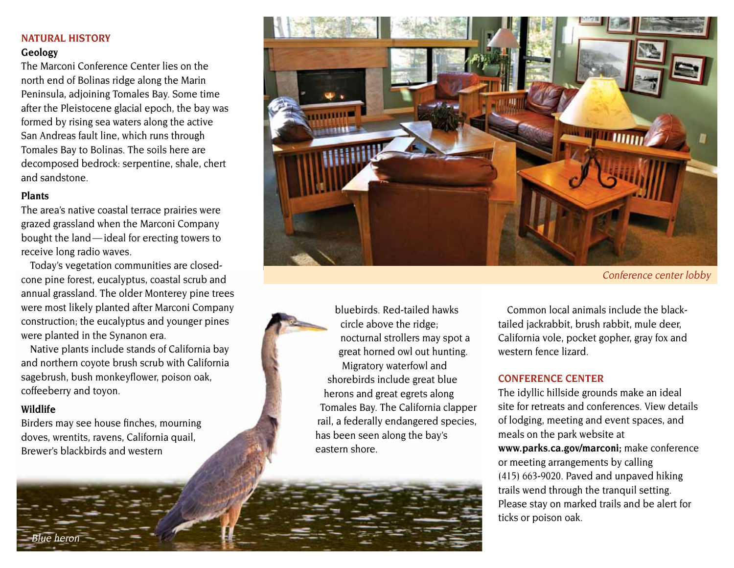## NATURAL HISTORY

### Geology

The Marconi Conference Center lies on the north end of Bolinas ridge along the Marin Peninsula, adjoining Tomales Bay. Some time after the Pleistocene glacial epoch, the bay was formed by rising sea waters along the active San Andreas fault line, which runs through Tomales Bay to Bolinas. The soils here are decomposed bedrock: serpentine, shale, chert and sandstone.

### Plants

The area's native coastal terrace prairies were grazed grassland when the Marconi Company bought the land — ideal for erecting towers to receive long radio waves.

Today's vegetation communities are closed-cone pine forest, eucalyptus, coastal scrub and annual grassland. The older Monterey pine trees were most likely planted after Marconi Company construction; the eucalyptus and younger pines were planted in the Synanon era.

Native plants include stands of California bay and northern coyote brush scrub with California sagebrush, bush monkeyflower, poison oak, coffeeberry and toyon.

### Wildlife

Birders may see house finches, mourning doves, wrentits, ravens, California quail, Brewer's blackbirds and western bluebirds. Red-tailed hawks circle above the ridge; nocturnal strollers may spot a great horned owl out hunting. Migratory waterfowl and shorebirds include great blue herons and great egrets along Tomales Bay. The California clapper rail, a federally endangered species, has been seen along the bay's eastern shore.

*Blue heron*

Common local animals include the black-tailed jackrabbit, brush rabbit, mule deer, California vole, pocket gopher, gray fox and western fence lizard.

*Conference center lobby*

## CONFERENCE CENTER

The idyllic hillside grounds make an ideal site for retreats and conferences. View details of lodging, meeting and event spaces, and meals on the park website at **www.parks.ca.gov/marconi;** make conference or meeting arrangements by calling (415) 663-9020. Paved and unpaved hiking trails wend through the tranquil setting. Please stay on marked trails and be alert for ticks or poison oak.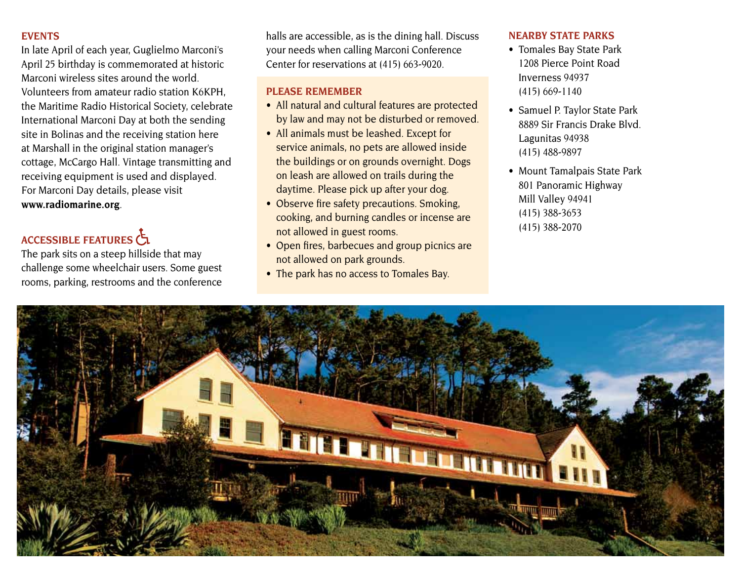## EVENTS

In late April of each year, Guglielmo Marconi's April 25 birthday is commemorated at historic Marconi wireless sites around the world. Volunteers from amateur radio station K6KPH, the Maritime Radio Historical Society, celebrate International Marconi Day at both the sending site in Bolinas and the receiving station here at Marshall in the original station manager's cottage, McCargo Hall. Vintage transmitting and receiving equipment is used and displayed. For Marconi Day details, please visit **www.radiomarine.org**.

## ACCESSIBLE FEATURES ♿

The park sits on a steep hillside that may challenge some wheelchair users. Some guest rooms, parking, restrooms and the conference halls are accessible, as is the dining hall. Discuss your needs when calling Marconi Conference Center for reservations at (415) 663-9020.

## PLEASE REMEMBER

- All natural and cultural features are protected by law and may not be disturbed or removed.
- All animals must be leashed. Except for service animals, no pets are allowed inside the buildings or on grounds overnight. Dogs on leash are allowed on trails during the daytime. Please pick up after your dog.
- Observe fire safety precautions. Smoking, cooking, and burning candles or incense are not allowed in guest rooms.
- Open fires, barbecues and group picnics are not allowed on park grounds.
- The park has no access to Tomales Bay.

## NEARBY STATE PARKS

- Tomales Bay State Park
  1208 Pierce Point Road
  Inverness 94937
  (415) 669-1140
- Samuel P. Taylor State Park
  8889 Sir Francis Drake Blvd.
  Lagunitas 94938
  (415) 488-9897
- Mount Tamalpais State Park
  801 Panoramic Highway
  Mill Valley 94941
  (415) 388-3653
  (415) 388-2070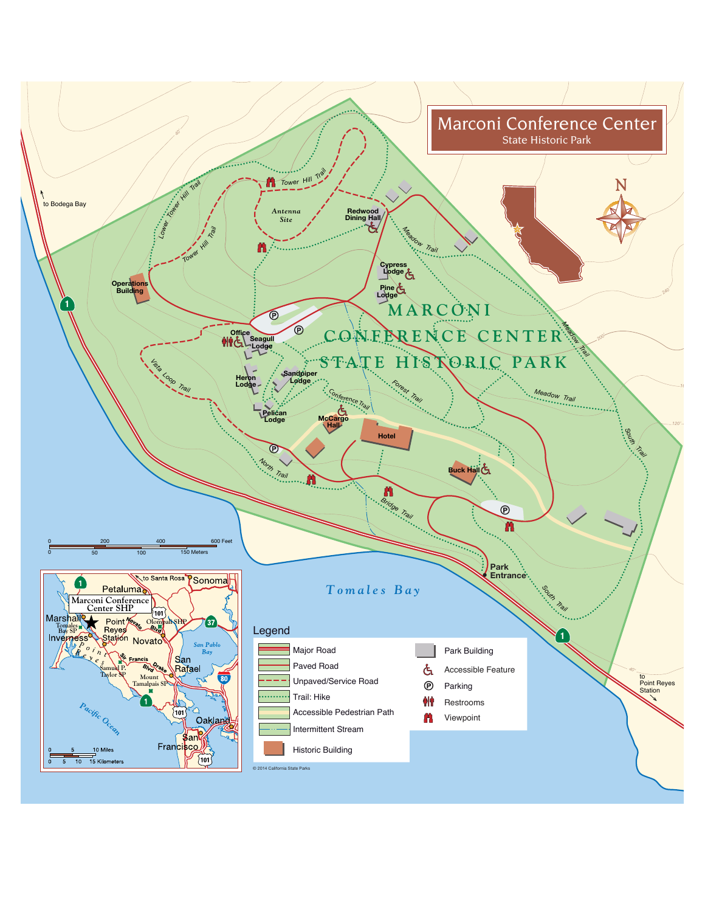# Marconi Conference Center

State Historic Park

MARCONI CONFERENCE CENTER STATE HISTORIC PARK

Tower Hill Trail

Lower Tower Hill Trail

Antenna Site

Redwood Dining Hall

Meadow Trail

Cypress Lodge

Pine Lodge

Operations Building

Office

Seagull Lodge

Heron Lodge

Sandpiper Lodge

Pelican Lodge

Vista Loop Trail

Conference Trail

Forest Trail

McCargo Hall

Hotel

Buck Hall

North Trail

Bridge Trail

South Trail

Park Entrance

to Bodega Bay

to Point Reyes Station

Tomales Bay

0 200 400 600 Feet

0 50 100 150 Meters

Petaluma

Sonoma

to Santa Rosa

Marconi Conference Center SHP

Marshall

Tomales Bay SP

Inverness

Point Reyes Station

Olompali SHP

Novato

Novato Blvd

San Pablo Bay

Point Reyes

Sir Francis Drake Blvd

Samuel P. Taylor SP

Mount Tamalpais SP

San Rafael

Pacific Ocean

Oakland

San Francisco

0 5 10 Miles

0 5 10 15 Kilometers

## Legend

- Major Road
- Paved Road
- Unpaved/Service Road
- Trail: Hike
- Accessible Pedestrian Path
- Intermittent Stream
- Historic Building
- Park Building
- Accessible Feature
- Parking
- Restrooms
- Viewpoint

© 2014 California State Parks